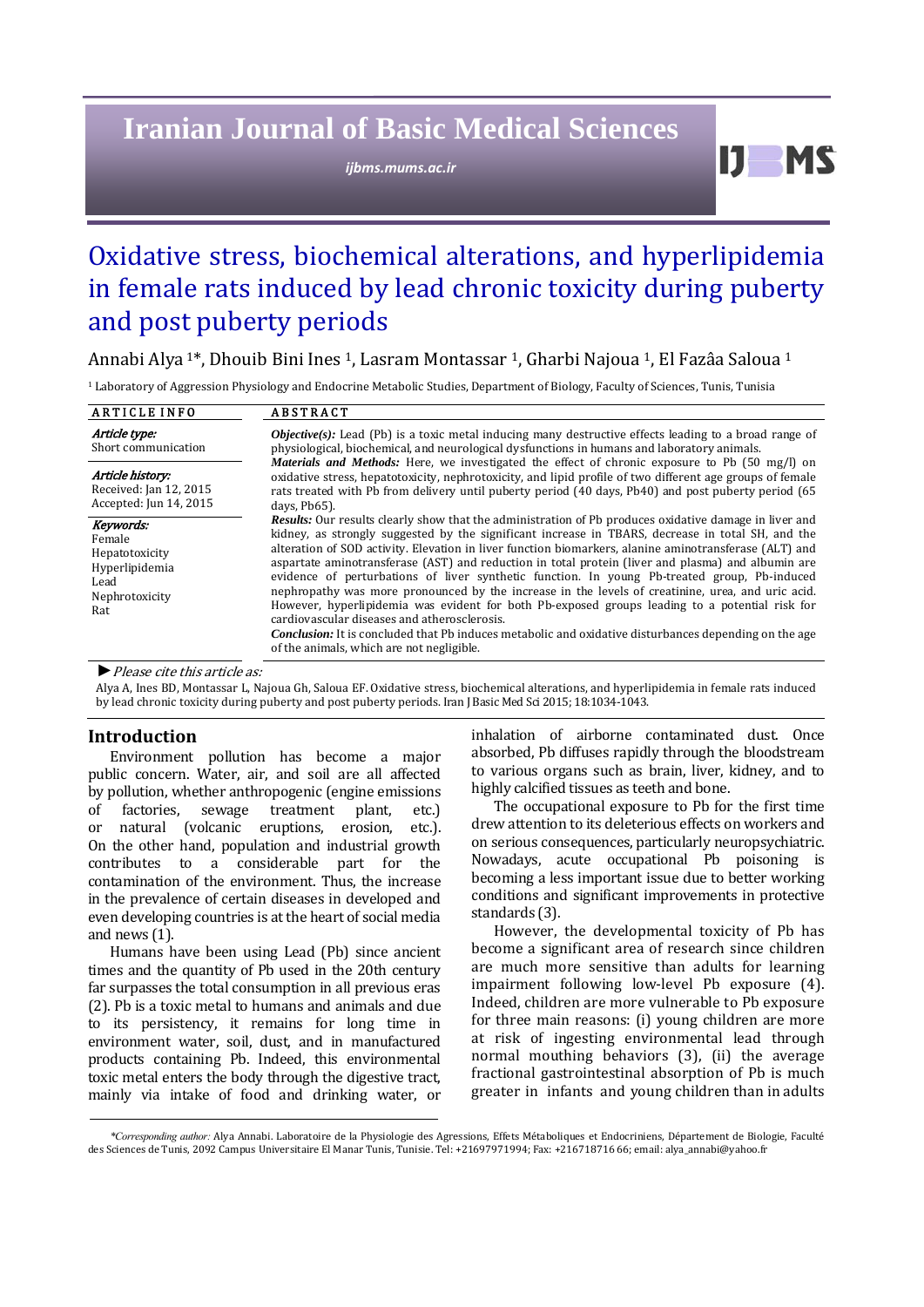# Oxidative stress, biochemical alterations, and hyperlipidemia in female rats induced by lead chronic toxicity during puberty and post puberty periods

Annabi Alya [1]*, Dhouib Bini Ines [1], Lasram Montassar [1], Gharbi Najoua [1], El Fazâa Saloua [1]

[1] Laboratory of Aggression Physiology and Endocrine Metabolic Studies, Department of Biology, Faculty of Sciences, Tunis, Tunisia

**ARTICLE INFO**

*Article type:*
Short communication

*Article history:*
Received: Jan 12, 2015
Accepted: Jun 14, 2015

*Keywords:*
Female
Hepatotoxicity
Hyperlipidemia
Lead
Nephrotoxicity
Rat

**ABSTRACT**

***Objective(s):*** Lead (Pb) is a toxic metal inducing many destructive effects leading to a broad range of physiological, biochemical, and neurological dysfunctions in humans and laboratory animals.

***Materials and Methods:*** Here, we investigated the effect of chronic exposure to Pb (50 mg/l) on oxidative stress, hepatotoxicity, nephrotoxicity, and lipid profile of two different age groups of female rats treated with Pb from delivery until puberty period (40 days, Pb40) and post puberty period (65 days, Pb65).

***Results:*** Our results clearly show that the administration of Pb produces oxidative damage in liver and kidney, as strongly suggested by the significant increase in TBARS, decrease in total SH, and the alteration of SOD activity. Elevation in liver function biomarkers, alanine aminotransferase (ALT) and aspartate aminotransferase (AST) and reduction in total protein (liver and plasma) and albumin are evidence of perturbations of liver synthetic function. In young Pb-treated group, Pb-induced nephropathy was more pronounced by the increase in the levels of creatinine, urea, and uric acid. However, hyperlipidemia was evident for both Pb-exposed groups leading to a potential risk for cardiovascular diseases and atherosclerosis.

***Conclusion:*** It is concluded that Pb induces metabolic and oxidative disturbances depending on the age of the animals, which are not negligible.

► *Please cite this article as:*

Alya A, Ines BD, Montassar L, Najoua Gh, Saloua EF. Oxidative stress, biochemical alterations, and hyperlipidemia in female rats induced by lead chronic toxicity during puberty and post puberty periods. Iran J Basic Med Sci 2015; 18:1034-1043.

## Introduction

Environment pollution has become a major public concern. Water, air, and soil are all affected by pollution, whether anthropogenic (engine emissions of factories, sewage treatment plant, etc.) or natural (volcanic eruptions, erosion, etc.). On the other hand, population and industrial growth contributes to a considerable part for the contamination of the environment. Thus, the increase in the prevalence of certain diseases in developed and even developing countries is at the heart of social media and news (1).

Humans have been using Lead (Pb) since ancient times and the quantity of Pb used in the 20th century far surpasses the total consumption in all previous eras (2). Pb is a toxic metal to humans and animals and due to its persistency, it remains for long time in environment water, soil, dust, and in manufactured products containing Pb. Indeed, this environmental toxic metal enters the body through the digestive tract, mainly via intake of food and drinking water, or inhalation of airborne contaminated dust. Once absorbed, Pb diffuses rapidly through the bloodstream to various organs such as brain, liver, kidney, and to highly calcified tissues as teeth and bone.

The occupational exposure to Pb for the first time drew attention to its deleterious effects on workers and on serious consequences, particularly neuropsychiatric. Nowadays, acute occupational Pb poisoning is becoming a less important issue due to better working conditions and significant improvements in protective standards (3).

However, the developmental toxicity of Pb has become a significant area of research since children are much more sensitive than adults for learning impairment following low-level Pb exposure (4). Indeed, children are more vulnerable to Pb exposure for three main reasons: (i) young children are more at risk of ingesting environmental lead through normal mouthing behaviors (3), (ii) the average fractional gastrointestinal absorption of Pb is much greater in infants and young children than in adults

*\*Corresponding author:* Alya Annabi. Laboratoire de la Physiologie des Agressions, Effets Métaboliques et Endocriniens, Département de Biologie, Faculté des Sciences de Tunis, 2092 Campus Universitaire El Manar Tunis, Tunisie. Tel: +21697971994; Fax: +216718716 66; email: alya_annabi@yahoo.fr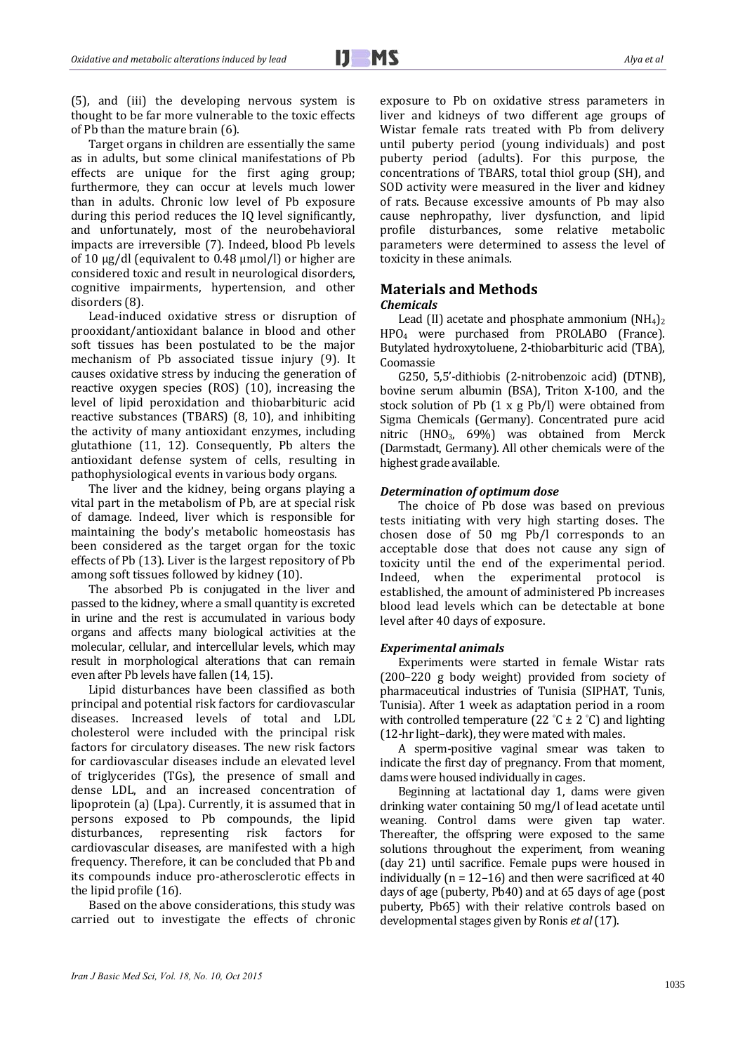(5), and (iii) the developing nervous system is thought to be far more vulnerable to the toxic effects of Pb than the mature brain (6).

Target organs in children are essentially the same as in adults, but some clinical manifestations of Pb effects are unique for the first aging group; furthermore, they can occur at levels much lower than in adults. Chronic low level of Pb exposure during this period reduces the IQ level significantly, and unfortunately, most of the neurobehavioral impacts are irreversible (7). Indeed, blood Pb levels of 10 μg/dl (equivalent to 0.48 μmol/l) or higher are considered toxic and result in neurological disorders, cognitive impairments, hypertension, and other disorders (8).

Lead-induced oxidative stress or disruption of prooxidant/antioxidant balance in blood and other soft tissues has been postulated to be the major mechanism of Pb associated tissue injury (9). It causes oxidative stress by inducing the generation of reactive oxygen species (ROS) (10), increasing the level of lipid peroxidation and thiobarbituric acid reactive substances (TBARS) (8, 10), and inhibiting the activity of many antioxidant enzymes, including glutathione (11, 12). Consequently, Pb alters the antioxidant defense system of cells, resulting in pathophysiological events in various body organs.

The liver and the kidney, being organs playing a vital part in the metabolism of Pb, are at special risk of damage. Indeed, liver which is responsible for maintaining the body's metabolic homeostasis has been considered as the target organ for the toxic effects of Pb (13). Liver is the largest repository of Pb among soft tissues followed by kidney (10).

The absorbed Pb is conjugated in the liver and passed to the kidney, where a small quantity is excreted in urine and the rest is accumulated in various body organs and affects many biological activities at the molecular, cellular, and intercellular levels, which may result in morphological alterations that can remain even after Pb levels have fallen (14, 15).

Lipid disturbances have been classified as both principal and potential risk factors for cardiovascular diseases. Increased levels of total and LDL cholesterol were included with the principal risk factors for circulatory diseases. The new risk factors for cardiovascular diseases include an elevated level of triglycerides (TGs), the presence of small and dense LDL, and an increased concentration of lipoprotein (a) (Lpa). Currently, it is assumed that in persons exposed to Pb compounds, the lipid disturbances, representing risk factors for cardiovascular diseases, are manifested with a high frequency. Therefore, it can be concluded that Pb and its compounds induce pro-atherosclerotic effects in the lipid profile (16).

Based on the above considerations, this study was carried out to investigate the effects of chronic exposure to Pb on oxidative stress parameters in liver and kidneys of two different age groups of Wistar female rats treated with Pb from delivery until puberty period (young individuals) and post puberty period (adults). For this purpose, the concentrations of TBARS, total thiol group (SH), and SOD activity were measured in the liver and kidney of rats. Because excessive amounts of Pb may also cause nephropathy, liver dysfunction, and lipid profile disturbances, some relative metabolic parameters were determined to assess the level of toxicity in these animals.

## Materials and Methods

### *Chemicals*

Lead (II) acetate and phosphate ammonium $(NH_4)_2HPO_4$ were purchased from PROLABO (France). Butylated hydroxytoluene, 2-thiobarbituric acid (TBA), Coomassie

G250, 5,5'-dithiobis (2-nitrobenzoic acid) (DTNB), bovine serum albumin (BSA), Triton X-100, and the stock solution of Pb (1 x g Pb/l) were obtained from Sigma Chemicals (Germany). Concentrated pure acid nitric ($HNO_3$, 69%) was obtained from Merck (Darmstadt, Germany). All other chemicals were of the highest grade available.

### *Determination of optimum dose*

The choice of Pb dose was based on previous tests initiating with very high starting doses. The chosen dose of 50 mg Pb/l corresponds to an acceptable dose that does not cause any sign of toxicity until the end of the experimental period. Indeed, when the experimental protocol is established, the amount of administered Pb increases blood lead levels which can be detectable at bone level after 40 days of exposure.

### *Experimental animals*

Experiments were started in female Wistar rats (200–220 g body weight) provided from society of pharmaceutical industries of Tunisia (SIPHAT, Tunis, Tunisia). After 1 week as adaptation period in a room with controlled temperature (22 °C ± 2 °C) and lighting (12-hr light–dark), they were mated with males.

A sperm-positive vaginal smear was taken to indicate the first day of pregnancy. From that moment, dams were housed individually in cages.

Beginning at lactational day 1, dams were given drinking water containing 50 mg/l of lead acetate until weaning. Control dams were given tap water. Thereafter, the offspring were exposed to the same solutions throughout the experiment, from weaning (day 21) until sacrifice. Female pups were housed in individually (n = 12–16) and then were sacrificed at 40 days of age (puberty, Pb40) and at 65 days of age (post puberty, Pb65) with their relative controls based on developmental stages given by Ronis *et al* (17).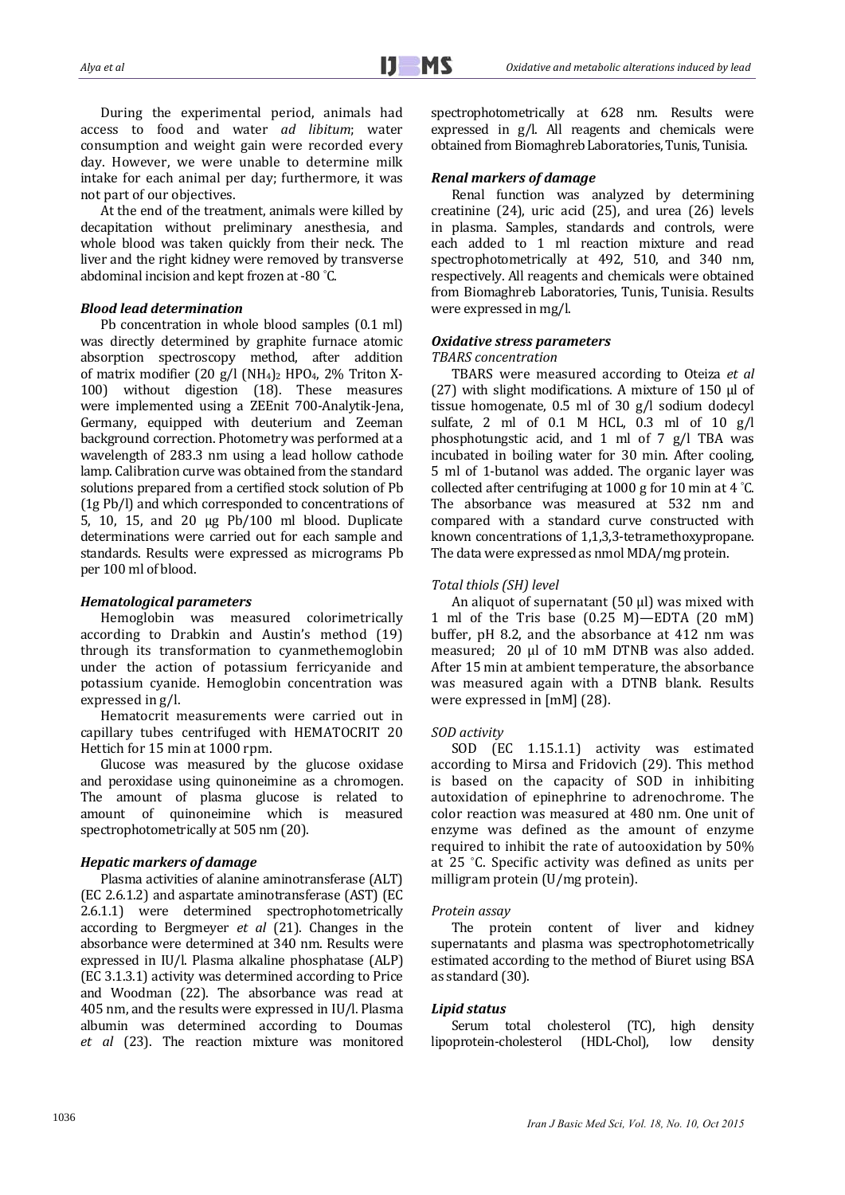During the experimental period, animals had access to food and water *ad libitum*; water consumption and weight gain were recorded every day. However, we were unable to determine milk intake for each animal per day; furthermore, it was not part of our objectives.

At the end of the treatment, animals were killed by decapitation without preliminary anesthesia, and whole blood was taken quickly from their neck. The liver and the right kidney were removed by transverse abdominal incision and kept frozen at -80 °C.

### *Blood lead determination*

Pb concentration in whole blood samples (0.1 ml) was directly determined by graphite furnace atomic absorption spectroscopy method, after addition of matrix modifier (20 g/l $(NH_4)_2HPO_4$, 2% Triton X-100) without digestion (18). These measures were implemented using a ZEEnit 700-Analytik-Jena, Germany, equipped with deuterium and Zeeman background correction. Photometry was performed at a wavelength of 283.3 nm using a lead hollow cathode lamp. Calibration curve was obtained from the standard solutions prepared from a certified stock solution of Pb (1g Pb/l) and which corresponded to concentrations of 5, 10, 15, and 20 µg Pb/100 ml blood. Duplicate determinations were carried out for each sample and standards. Results were expressed as micrograms Pb per 100 ml of blood.

### *Hematological parameters*

Hemoglobin was measured colorimetrically according to Drabkin and Austin's method (19) through its transformation to cyanmethemoglobin under the action of potassium ferricyanide and potassium cyanide. Hemoglobin concentration was expressed in g/l.

Hematocrit measurements were carried out in capillary tubes centrifuged with HEMATOCRIT 20 Hettich for 15 min at 1000 rpm.

Glucose was measured by the glucose oxidase and peroxidase using quinoneimine as a chromogen. The amount of plasma glucose is related to amount of quinoneimine which is measured spectrophotometrically at 505 nm (20).

### *Hepatic markers of damage*

Plasma activities of alanine aminotransferase (ALT) (EC 2.6.1.2) and aspartate aminotransferase (AST) (EC 2.6.1.1) were determined spectrophotometrically according to Bergmeyer *et al* (21). Changes in the absorbance were determined at 340 nm. Results were expressed in IU/l. Plasma alkaline phosphatase (ALP) (EC 3.1.3.1) activity was determined according to Price and Woodman (22). The absorbance was read at 405 nm, and the results were expressed in IU/l. Plasma albumin was determined according to Doumas *et al* (23). The reaction mixture was monitored spectrophotometrically at 628 nm. Results were expressed in g/l. All reagents and chemicals were obtained from Biomaghreb Laboratories, Tunis, Tunisia.

### *Renal markers of damage*

Renal function was analyzed by determining creatinine (24), uric acid (25), and urea (26) levels in plasma. Samples, standards and controls, were each added to 1 ml reaction mixture and read spectrophotometrically at 492, 510, and 340 nm, respectively. All reagents and chemicals were obtained from Biomaghreb Laboratories, Tunis, Tunisia. Results were expressed in mg/l.

### *Oxidative stress parameters*

#### *TBARS concentration*

TBARS were measured according to Oteiza *et al* (27) with slight modifications. A mixture of 150 µl of tissue homogenate, 0.5 ml of 30 g/l sodium dodecyl sulfate, 2 ml of 0.1 M HCL, 0.3 ml of 10 g/l phosphotungstic acid, and 1 ml of 7 g/l TBA was incubated in boiling water for 30 min. After cooling, 5 ml of 1-butanol was added. The organic layer was collected after centrifuging at 1000 g for 10 min at 4 °C. The absorbance was measured at 532 nm and compared with a standard curve constructed with known concentrations of 1,1,3,3-tetramethoxypropane. The data were expressed as nmol MDA/mg protein.

#### *Total thiols (SH) level*

An aliquot of supernatant (50 µl) was mixed with 1 ml of the Tris base (0.25 M)—EDTA (20 mM) buffer, pH 8.2, and the absorbance at 412 nm was measured; 20 µl of 10 mM DTNB was also added. After 15 min at ambient temperature, the absorbance was measured again with a DTNB blank. Results were expressed in [mM] (28).

#### *SOD activity*

SOD (EC 1.15.1.1) activity was estimated according to Mirsa and Fridovich (29). This method is based on the capacity of SOD in inhibiting autoxidation of epinephrine to adrenochrome. The color reaction was measured at 480 nm. One unit of enzyme was defined as the amount of enzyme required to inhibit the rate of autooxidation by 50% at 25 °C. Specific activity was defined as units per milligram protein (U/mg protein).

#### *Protein assay*

The protein content of liver and kidney supernatants and plasma was spectrophotometrically estimated according to the method of Biuret using BSA as standard (30).

### *Lipid status*

Serum total cholesterol (TC), high density lipoprotein-cholesterol (HDL-Chol), low density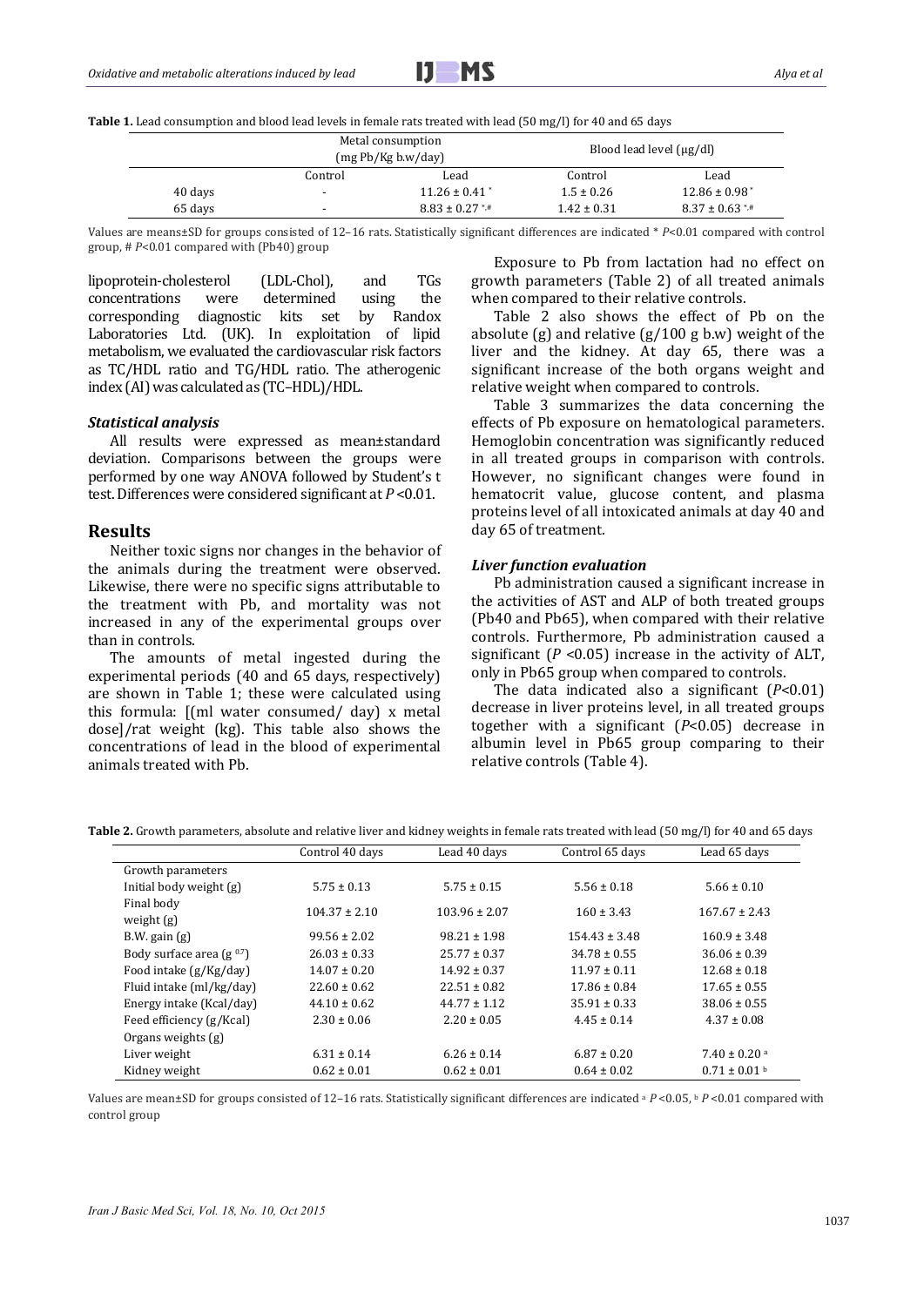**Table 1.** Lead consumption and blood lead levels in female rats treated with lead (50 mg/l) for 40 and 65 days

| | Metal consumption (mg Pb/Kg b.w/day) | | Blood lead level (µg/dl) | |
|---|---|---|---|---|
| | Control | Lead | Control | Lead |
| 40 days | - | 11.26 ± 0.41 * | 1.5 ± 0.26 | 12.86 ± 0.98 * |
| 65 days | - | 8.83 ± 0.27 *,# | 1.42 ± 0.31 | 8.37 ± 0.63 *,# |

Values are means±SD for groups consisted of 12–16 rats. Statistically significant differences are indicated * $P$<0.01 compared with control group, # $P$<0.01 compared with (Pb40) group

lipoprotein-cholesterol (LDL-Chol), and TGs concentrations were determined using the corresponding diagnostic kits set by Randox Laboratories Ltd. (UK). In exploitation of lipid metabolism, we evaluated the cardiovascular risk factors as TC/HDL ratio and TG/HDL ratio. The atherogenic index (AI) was calculated as (TC–HDL)/HDL.

### *Statistical analysis*

All results were expressed as mean±standard deviation. Comparisons between the groups were performed by one way ANOVA followed by Student's t test. Differences were considered significant at $P$ <0.01.

## Results

Neither toxic signs nor changes in the behavior of the animals during the treatment were observed. Likewise, there were no specific signs attributable to the treatment with Pb, and mortality was not increased in any of the experimental groups over than in controls.

The amounts of metal ingested during the experimental periods (40 and 65 days, respectively) are shown in Table 1; these were calculated using this formula: [(ml water consumed/ day) x metal dose]/rat weight (kg). This table also shows the concentrations of lead in the blood of experimental animals treated with Pb.

Exposure to Pb from lactation had no effect on growth parameters (Table 2) of all treated animals when compared to their relative controls.

Table 2 also shows the effect of Pb on the absolute (g) and relative (g/100 g b.w) weight of the liver and the kidney. At day 65, there was a significant increase of the both organs weight and relative weight when compared to controls.

Table 3 summarizes the data concerning the effects of Pb exposure on hematological parameters. Hemoglobin concentration was significantly reduced in all treated groups in comparison with controls. However, no significant changes were found in hematocrit value, glucose content, and plasma proteins level of all intoxicated animals at day 40 and day 65 of treatment.

### *Liver function evaluation*

Pb administration caused a significant increase in the activities of AST and ALP of both treated groups (Pb40 and Pb65), when compared with their relative controls. Furthermore, Pb administration caused a significant ($P$ <0.05) increase in the activity of ALT, only in Pb65 group when compared to controls.

The data indicated also a significant ($P$<0.01) decrease in liver proteins level, in all treated groups together with a significant ($P$<0.05) decrease in albumin level in Pb65 group comparing to their relative controls (Table 4).

**Table 2.** Growth parameters, absolute and relative liver and kidney weights in female rats treated with lead (50 mg/l) for 40 and 65 days

| | Control 40 days | Lead 40 days | Control 65 days | Lead 65 days |
|---|---|---|---|---|
| Growth parameters | | | | |
| Initial body weight (g) | 5.75 ± 0.13 | 5.75 ± 0.15 | 5.56 ± 0.18 | 5.66 ± 0.10 |
| Final body weight (g) | 104.37 ± 2.10 | 103.96 ± 2.07 | 160 ± 3.43 | 167.67 ± 2.43 |
| B.W. gain (g) | 99.56 ± 2.02 | 98.21 ± 1.98 | 154.43 ± 3.48 | 160.9 ± 3.48 |
| Body surface area (g $^{0.7}$) | 26.03 ± 0.33 | 25.77 ± 0.37 | 34.78 ± 0.55 | 36.06 ± 0.39 |
| Food intake (g/Kg/day) | 14.07 ± 0.20 | 14.92 ± 0.37 | 11.97 ± 0.11 | 12.68 ± 0.18 |
| Fluid intake (ml/kg/day) | 22.60 ± 0.62 | 22.51 ± 0.82 | 17.86 ± 0.84 | 17.65 ± 0.55 |
| Energy intake (Kcal/day) | 44.10 ± 0.62 | 44.77 ± 1.12 | 35.91 ± 0.33 | 38.06 ± 0.55 |
| Feed efficiency (g/Kcal) | 2.30 ± 0.06 | 2.20 ± 0.05 | 4.45 ± 0.14 | 4.37 ± 0.08 |
| Organs weights (g) | | | | |
| Liver weight | 6.31 ± 0.14 | 6.26 ± 0.14 | 6.87 ± 0.20 | 7.40 ± 0.20 [a] |
| Kidney weight | 0.62 ± 0.01 | 0.62 ± 0.01 | 0.64 ± 0.02 | 0.71 ± 0.01 [b] |

Values are mean±SD for groups consisted of 12–16 rats. Statistically significant differences are indicated [a] $P$ <0.05, [b] $P$ <0.01 compared with control group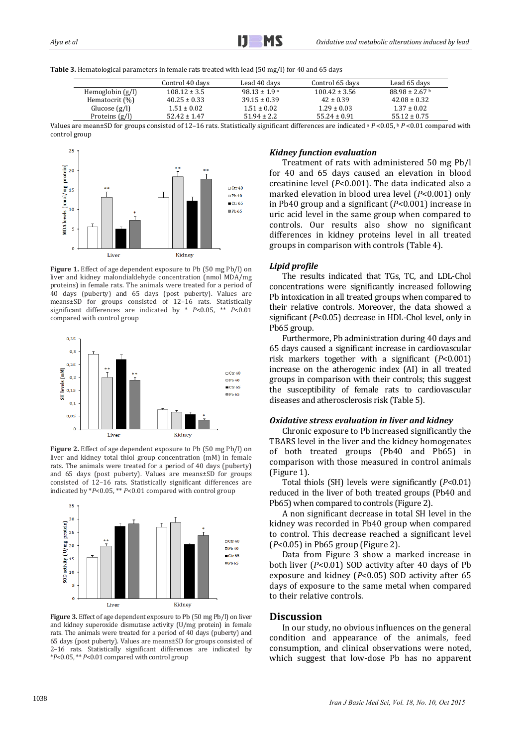**Table 3.** Hematological parameters in female rats treated with lead (50 mg/l) for 40 and 65 days

| | Control 40 days | Lead 40 days | Control 65 days | Lead 65 days |
|---|---|---|---|---|
| Hemoglobin (g/l) | 108.12 ± 3.5 | 98.13 ± 1.9 [a] | 100.42 ± 3.56 | 88.98 ± 2.67 [b] |
| Hematocrit (%) | 40.25 ± 0.33 | 39.15 ± 0.39 | 42 ± 0.39 | 42.08 ± 0.32 |
| Glucose (g/l) | 1.51 ± 0.02 | 1.51 ± 0.02 | 1.29 ± 0.03 | 1.37 ± 0.02 |
| Proteins (g/l) | 52.42 ± 1.47 | 51.94 ± 2.2 | 55.24 ± 0.91 | 55.12 ± 0.75 |

Values are mean±SD for groups consisted of 12–16 rats. Statistically significant differences are indicated [a] $P<0.05$, [b] $P<0.01$ compared with control group

**Figure 1.** Effect of age dependent exposure to Pb (50 mg Pb/l) on liver and kidney malondialdehyde concentration (nmol MDA/mg proteins) in female rats. The animals were treated for a period of 40 days (puberty) and 65 days (post puberty). Values are means±SD for groups consisted of 12–16 rats. Statistically significant differences are indicated by * $P<0.05$, ** $P<0.01$ compared with control group

**Figure 2.** Effect of age dependent exposure to Pb (50 mg Pb/l) on liver and kidney total thiol group concentration (mM) in female rats. The animals were treated for a period of 40 days (puberty) and 65 days (post puberty). Values are means±SD for groups consisted of 12–16 rats. Statistically significant differences are indicated by *$P<0.05$, ** $P<0.01$ compared with control group

**Figure 3.** Effect of age dependent exposure to Pb (50 mg Pb/l) on liver and kidney superoxide dismutase activity (U/mg protein) in female rats. The animals were treated for a period of 40 days (puberty) and 65 days (post puberty). Values are means±SD for groups consisted of 2–16 rats. Statistically significant differences are indicated by *$P<0.05$, ** $P<0.01$ compared with control group

### *Kidney function evaluation*

Treatment of rats with administered 50 mg Pb/l for 40 and 65 days caused an elevation in blood creatinine level ($P<0.001$). The data indicated also a marked elevation in blood urea level ($P<0.001$) only in Pb40 group and a significant ($P<0.001$) increase in uric acid level in the same group when compared to controls. Our results also show no significant differences in kidney proteins level in all treated groups in comparison with controls (Table 4).

### *Lipid profile*

The results indicated that TGs, TC, and LDL-Chol concentrations were significantly increased following Pb intoxication in all treated groups when compared to their relative controls. Moreover, the data showed a significant ($P<0.05$) decrease in HDL-Chol level, only in Pb65 group.

Furthermore, Pb administration during 40 days and 65 days caused a significant increase in cardiovascular risk markers together with a significant ($P<0.001$) increase on the atherogenic index (AI) in all treated groups in comparison with their controls; this suggest the susceptibility of female rats to cardiovascular diseases and atherosclerosis risk (Table 5).

### *Oxidative stress evaluation in liver and kidney*

Chronic exposure to Pb increased significantly the TBARS level in the liver and the kidney homogenates of both treated groups (Pb40 and Pb65) in comparison with those measured in control animals (Figure 1).

Total thiols (SH) levels were significantly ($P<0.01$) reduced in the liver of both treated groups (Pb40 and Pb65) when compared to controls (Figure 2).

A non significant decrease in total SH level in the kidney was recorded in Pb40 group when compared to control. This decrease reached a significant level ($P<0.05$) in Pb65 group (Figure 2).

Data from Figure 3 show a marked increase in both liver ($P<0.01$) SOD activity after 40 days of Pb exposure and kidney ($P<0.05$) SOD activity after 65 days of exposure to the same metal when compared to their relative controls.

## Discussion

In our study, no obvious influences on the general condition and appearance of the animals, feed consumption, and clinical observations were noted, which suggest that low-dose Pb has no apparent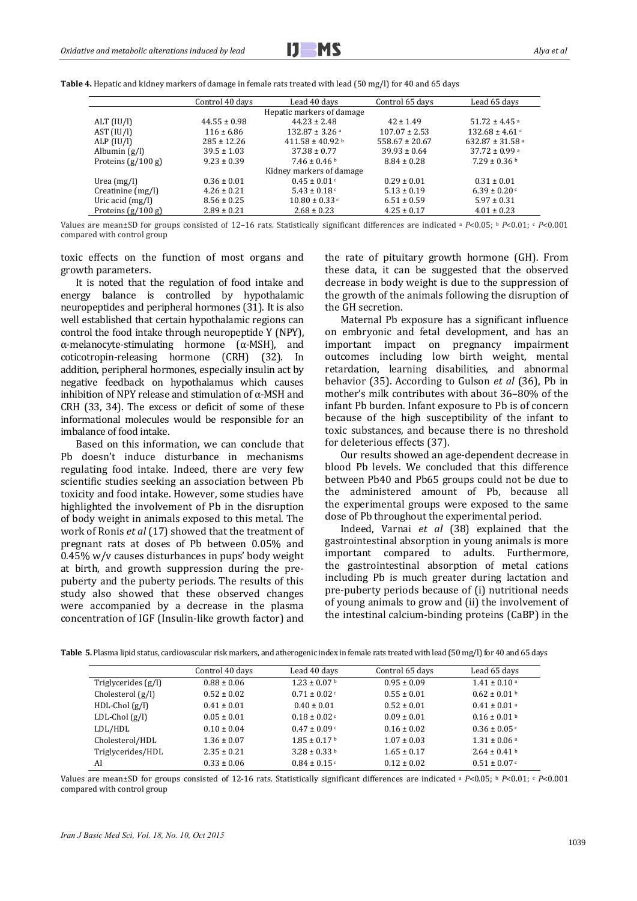**Table 4.** Hepatic and kidney markers of damage in female rats treated with lead (50 mg/l) for 40 and 65 days

| | Control 40 days | Lead 40 days | Control 65 days | Lead 65 days |
|---|---|---|---|---|
| Hepatic markers of damage | | | | |
| ALT (IU/l) | 44.55 ± 0.98 | 44.23 ± 2.48 | 42 ± 1.49 | 51.72 ± 4.45 [a] |
| AST (IU/l) | 116 ± 6.86 | 132.87 ± 3.26 [a] | 107.07 ± 2.53 | 132.68 ± 4.61 [c] |
| ALP (IU/l) | 285 ± 12.26 | 411.58 ± 40.92 [b] | 558.67 ± 20.67 | 632.87 ± 31.58 [a] |
| Albumin (g/l) | 39.5 ± 1.03 | 37.38 ± 0.77 | 39.93 ± 0.64 | 37.72 ± 0.99 [a] |
| Proteins (g/100 g) | 9.23 ± 0.39 | 7.46 ± 0.46 [b] | 8.84 ± 0.28 | 7.29 ± 0.36 [b] |
| Kidney markers of damage | | | | |
| Urea (mg/l) | 0.36 ± 0.01 | 0.45 ± 0.01 [c] | 0.29 ± 0.01 | 0.31 ± 0.01 |
| Creatinine (mg/l) | 4.26 ± 0.21 | 5.43 ± 0.18 [c] | 5.13 ± 0.19 | 6.39 ± 0.20 [c] |
| Uric acid (mg/l) | 8.56 ± 0.25 | 10.80 ± 0.33 [c] | 6.51 ± 0.59 | 5.97 ± 0.31 |
| Proteins (g/100 g) | 2.89 ± 0.21 | 2.68 ± 0.23 | 4.25 ± 0.17 | 4.01 ± 0.23 |

Values are mean±SD for groups consisted of 12–16 rats. Statistically significant differences are indicated [a] $P<0.05$; [b] $P<0.01$; [c] $P<0.001$ compared with control group

toxic effects on the function of most organs and growth parameters.

It is noted that the regulation of food intake and energy balance is controlled by hypothalamic neuropeptides and peripheral hormones (31). It is also well established that certain hypothalamic regions can control the food intake through neuropeptide Y (NPY), α-melanocyte-stimulating hormone (α-MSH), and coticotropin-releasing hormone (CRH) (32). In addition, peripheral hormones, especially insulin act by negative feedback on hypothalamus which causes inhibition of NPY release and stimulation of α-MSH and CRH (33, 34). The excess or deficit of some of these informational molecules would be responsible for an imbalance of food intake.

Based on this information, we can conclude that Pb doesn't induce disturbance in mechanisms regulating food intake. Indeed, there are very few scientific studies seeking an association between Pb toxicity and food intake. However, some studies have highlighted the involvement of Pb in the disruption of body weight in animals exposed to this metal. The work of Ronis *et al* (17) showed that the treatment of pregnant rats at doses of Pb between 0.05% and 0.45% w/v causes disturbances in pups' body weight at birth, and growth suppression during the pre-puberty and the puberty periods. The results of this study also showed that these observed changes were accompanied by a decrease in the plasma concentration of IGF (Insulin-like growth factor) and the rate of pituitary growth hormone (GH). From these data, it can be suggested that the observed decrease in body weight is due to the suppression of the growth of the animals following the disruption of the GH secretion.

Maternal Pb exposure has a significant influence on embryonic and fetal development, and has an important impact on pregnancy impairment outcomes including low birth weight, mental retardation, learning disabilities, and abnormal behavior (35). According to Gulson *et al* (36), Pb in mother's milk contributes with about 36–80% of the infant Pb burden. Infant exposure to Pb is of concern because of the high susceptibility of the infant to toxic substances, and because there is no threshold for deleterious effects (37).

Our results showed an age-dependent decrease in blood Pb levels. We concluded that this difference between Pb40 and Pb65 groups could not be due to the administered amount of Pb, because all the experimental groups were exposed to the same dose of Pb throughout the experimental period.

Indeed, Varnai *et al* (38) explained that the gastrointestinal absorption in young animals is more important compared to adults. Furthermore, the gastrointestinal absorption of metal cations including Pb is much greater during lactation and pre-puberty periods because of (i) nutritional needs of young animals to grow and (ii) the involvement of the intestinal calcium-binding proteins (CaBP) in the

**Table 5.** Plasma lipid status, cardiovascular risk markers, and atherogenic index in female rats treated with lead (50 mg/l) for 40 and 65 days

| | Control 40 days | Lead 40 days | Control 65 days | Lead 65 days |
|---|---|---|---|---|
| Triglycerides (g/l) | 0.88 ± 0.06 | 1.23 ± 0.07 [b] | 0.95 ± 0.09 | 1.41 ± 0.10 [a] |
| Cholesterol (g/l) | 0.52 ± 0.02 | 0.71 ± 0.02 [c] | 0.55 ± 0.01 | 0.62 ± 0.01 [b] |
| HDL-Chol (g/l) | 0.41 ± 0.01 | 0.40 ± 0.01 | 0.52 ± 0.01 | 0.41 ± 0.01 [a] |
| LDL-Chol (g/l) | 0.05 ± 0.01 | 0.18 ± 0.02 [c] | 0.09 ± 0.01 | 0.16 ± 0.01 [b] |
| LDL/HDL | 0.10 ± 0.04 | 0.47 ± 0.09 [c] | 0.16 ± 0.02 | 0.36 ± 0.05 [c] |
| Cholesterol/HDL | 1.36 ± 0.07 | 1.85 ± 0.17 [b] | 1.07 ± 0.03 | 1.31 ± 0.06 [a] |
| Triglycerides/HDL | 2.35 ± 0.21 | 3.28 ± 0.33 [b] | 1.65 ± 0.17 | 2.64 ± 0.41 [b] |
| AI | 0.33 ± 0.06 | 0.84 ± 0.15 [c] | 0.12 ± 0.02 | 0.51 ± 0.07 [c] |

Values are mean±SD for groups consisted of 12-16 rats. Statistically significant differences are indicated [a] $P<0.05$; [b] $P<0.01$; [c] $P<0.001$ compared with control group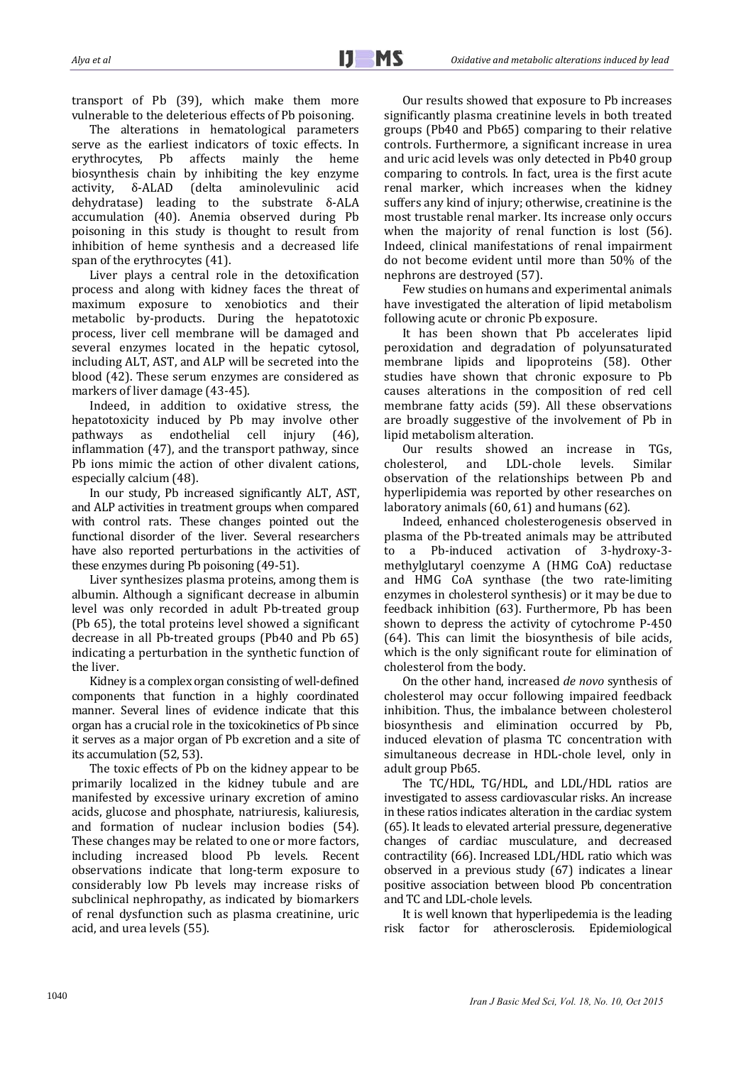transport of Pb (39), which make them more vulnerable to the deleterious effects of Pb poisoning.

The alterations in hematological parameters serve as the earliest indicators of toxic effects. In erythrocytes, Pb affects mainly the heme biosynthesis chain by inhibiting the key enzyme activity, δ-ALAD (delta aminolevulinic acid dehydratase) leading to the substrate δ-ALA accumulation (40). Anemia observed during Pb poisoning in this study is thought to result from inhibition of heme synthesis and a decreased life span of the erythrocytes (41).

Liver plays a central role in the detoxification process and along with kidney faces the threat of maximum exposure to xenobiotics and their metabolic by-products. During the hepatotoxic process, liver cell membrane will be damaged and several enzymes located in the hepatic cytosol, including ALT, AST, and ALP will be secreted into the blood (42). These serum enzymes are considered as markers of liver damage (43-45).

Indeed, in addition to oxidative stress, the hepatotoxicity induced by Pb may involve other pathways as endothelial cell injury (46), inflammation (47), and the transport pathway, since Pb ions mimic the action of other divalent cations, especially calcium (48).

In our study, Pb increased significantly ALT, AST, and ALP activities in treatment groups when compared with control rats. These changes pointed out the functional disorder of the liver. Several researchers have also reported perturbations in the activities of these enzymes during Pb poisoning (49-51).

Liver synthesizes plasma proteins, among them is albumin. Although a significant decrease in albumin level was only recorded in adult Pb-treated group (Pb 65), the total proteins level showed a significant decrease in all Pb-treated groups (Pb40 and Pb 65) indicating a perturbation in the synthetic function of the liver.

Kidney is a complex organ consisting of well-defined components that function in a highly coordinated manner. Several lines of evidence indicate that this organ has a crucial role in the toxicokinetics of Pb since it serves as a major organ of Pb excretion and a site of its accumulation (52, 53).

The toxic effects of Pb on the kidney appear to be primarily localized in the kidney tubule and are manifested by excessive urinary excretion of amino acids, glucose and phosphate, natriuresis, kaliuresis, and formation of nuclear inclusion bodies (54). These changes may be related to one or more factors, including increased blood Pb levels. Recent observations indicate that long-term exposure to considerably low Pb levels may increase risks of subclinical nephropathy, as indicated by biomarkers of renal dysfunction such as plasma creatinine, uric acid, and urea levels (55).

Our results showed that exposure to Pb increases significantly plasma creatinine levels in both treated groups (Pb40 and Pb65) comparing to their relative controls. Furthermore, a significant increase in urea and uric acid levels was only detected in Pb40 group comparing to controls. In fact, urea is the first acute renal marker, which increases when the kidney suffers any kind of injury; otherwise, creatinine is the most trustable renal marker. Its increase only occurs when the majority of renal function is lost (56). Indeed, clinical manifestations of renal impairment do not become evident until more than 50% of the nephrons are destroyed (57).

Few studies on humans and experimental animals have investigated the alteration of lipid metabolism following acute or chronic Pb exposure.

It has been shown that Pb accelerates lipid peroxidation and degradation of polyunsaturated membrane lipids and lipoproteins (58). Other studies have shown that chronic exposure to Pb causes alterations in the composition of red cell membrane fatty acids (59). All these observations are broadly suggestive of the involvement of Pb in lipid metabolism alteration.

Our results showed an increase in TGs, cholesterol, and LDL-chole levels. Similar observation of the relationships between Pb and hyperlipidemia was reported by other researches on laboratory animals (60, 61) and humans (62).

Indeed, enhanced cholesterogenesis observed in plasma of the Pb-treated animals may be attributed to a Pb-induced activation of 3-hydroxy-3-methylglutaryl coenzyme A (HMG CoA) reductase and HMG CoA synthase (the two rate-limiting enzymes in cholesterol synthesis) or it may be due to feedback inhibition (63). Furthermore, Pb has been shown to depress the activity of cytochrome P-450 (64). This can limit the biosynthesis of bile acids, which is the only significant route for elimination of cholesterol from the body.

On the other hand, increased *de novo* synthesis of cholesterol may occur following impaired feedback inhibition. Thus, the imbalance between cholesterol biosynthesis and elimination occurred by Pb, induced elevation of plasma TC concentration with simultaneous decrease in HDL-chole level, only in adult group Pb65.

The TC/HDL, TG/HDL, and LDL/HDL ratios are investigated to assess cardiovascular risks. An increase in these ratios indicates alteration in the cardiac system (65). It leads to elevated arterial pressure, degenerative changes of cardiac musculature, and decreased contractility (66). Increased LDL/HDL ratio which was observed in a previous study (67) indicates a linear positive association between blood Pb concentration and TC and LDL-chole levels.

It is well known that hyperlipedemia is the leading risk factor for atherosclerosis. Epidemiological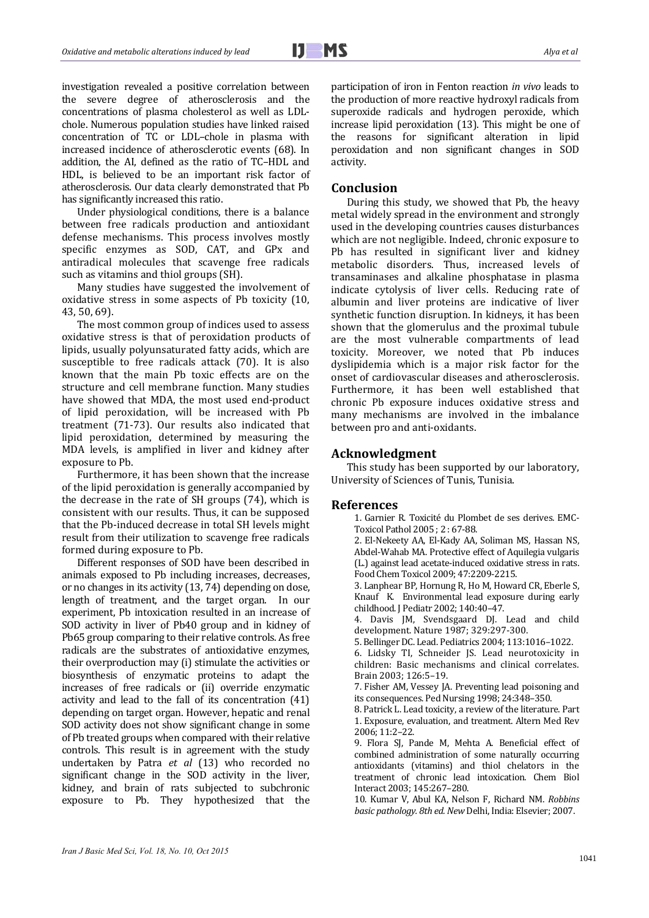investigation revealed a positive correlation between the severe degree of atherosclerosis and the concentrations of plasma cholesterol as well as LDL-chole. Numerous population studies have linked raised concentration of TC or LDL–chole in plasma with increased incidence of atherosclerotic events (68). In addition, the AI, defined as the ratio of TC–HDL and HDL, is believed to be an important risk factor of atherosclerosis. Our data clearly demonstrated that Pb has significantly increased this ratio.

Under physiological conditions, there is a balance between free radicals production and antioxidant defense mechanisms. This process involves mostly specific enzymes as SOD, CAT, and GPx and antiradical molecules that scavenge free radicals such as vitamins and thiol groups (SH).

Many studies have suggested the involvement of oxidative stress in some aspects of Pb toxicity (10, 43, 50, 69).

The most common group of indices used to assess oxidative stress is that of peroxidation products of lipids, usually polyunsaturated fatty acids, which are susceptible to free radicals attack (70). It is also known that the main Pb toxic effects are on the structure and cell membrane function. Many studies have showed that MDA, the most used end-product of lipid peroxidation, will be increased with Pb treatment (71-73). Our results also indicated that lipid peroxidation, determined by measuring the MDA levels, is amplified in liver and kidney after exposure to Pb.

Furthermore, it has been shown that the increase of the lipid peroxidation is generally accompanied by the decrease in the rate of SH groups (74), which is consistent with our results. Thus, it can be supposed that the Pb-induced decrease in total SH levels might result from their utilization to scavenge free radicals formed during exposure to Pb.

Different responses of SOD have been described in animals exposed to Pb including increases, decreases, or no changes in its activity (13, 74) depending on dose, length of treatment, and the target organ. In our experiment, Pb intoxication resulted in an increase of SOD activity in liver of Pb40 group and in kidney of Pb65 group comparing to their relative controls. As free radicals are the substrates of antioxidative enzymes, their overproduction may (i) stimulate the activities or biosynthesis of enzymatic proteins to adapt the increases of free radicals or (ii) override enzymatic activity and lead to the fall of its concentration (41) depending on target organ. However, hepatic and renal SOD activity does not show significant change in some of Pb treated groups when compared with their relative controls. This result is in agreement with the study undertaken by Patra *et al* (13) who recorded no significant change in the SOD activity in the liver, kidney, and brain of rats subjected to subchronic exposure to Pb. They hypothesized that the participation of iron in Fenton reaction *in vivo* leads to the production of more reactive hydroxyl radicals from superoxide radicals and hydrogen peroxide, which increase lipid peroxidation (13). This might be one of the reasons for significant alteration in lipid peroxidation and non significant changes in SOD activity.

## Conclusion

During this study, we showed that Pb, the heavy metal widely spread in the environment and strongly used in the developing countries causes disturbances which are not negligible. Indeed, chronic exposure to Pb has resulted in significant liver and kidney metabolic disorders. Thus, increased levels of transaminases and alkaline phosphatase in plasma indicate cytolysis of liver cells. Reducing rate of albumin and liver proteins are indicative of liver synthetic function disruption. In kidneys, it has been shown that the glomerulus and the proximal tubule are the most vulnerable compartments of lead toxicity. Moreover, we noted that Pb induces dyslipidemia which is a major risk factor for the onset of cardiovascular diseases and atherosclerosis. Furthermore, it has been well established that chronic Pb exposure induces oxidative stress and many mechanisms are involved in the imbalance between pro and anti-oxidants.

## Acknowledgment

This study has been supported by our laboratory, University of Sciences of Tunis, Tunisia.

## References

1. Garnier R. Toxicité du Plombet de ses derives. EMC-Toxicol Pathol 2005 ; 2 : 67-88.
2. El-Nekeety AA, El-Kady AA, Soliman MS, Hassan NS, Abdel-Wahab MA. Protective effect of Aquilegia vulgaris (L.) against lead acetate-induced oxidative stress in rats. Food Chem Toxicol 2009; 47:2209-2215.
3. Lanphear BP, Hornung R, Ho M, Howard CR, Eberle S, Knauf K. Environmental lead exposure during early childhood. J Pediatr 2002; 140:40–47.
4. Davis JM, Svendsgaard DJ. Lead and child development. Nature 1987; 329:297-300.
5. Bellinger DC. Lead. Pediatrics 2004; 113:1016–1022.
6. Lidsky TI, Schneider JS. Lead neurotoxicity in children: Basic mechanisms and clinical correlates. Brain 2003; 126:5–19.
7. Fisher AM, Vessey JA. Preventing lead poisoning and its consequences. Ped Nursing 1998; 24:348–350.
8. Patrick L. Lead toxicity, a review of the literature. Part 1. Exposure, evaluation, and treatment. Altern Med Rev 2006; 11:2–22.
9. Flora SJ, Pande M, Mehta A. Beneficial effect of combined administration of some naturally occurring antioxidants (vitamins) and thiol chelators in the treatment of chronic lead intoxication. Chem Biol Interact 2003; 145:267–280.
10. Kumar V, Abul KA, Nelson F, Richard NM. *Robbins basic pathology. 8th ed. New* Delhi, India: Elsevier; 2007.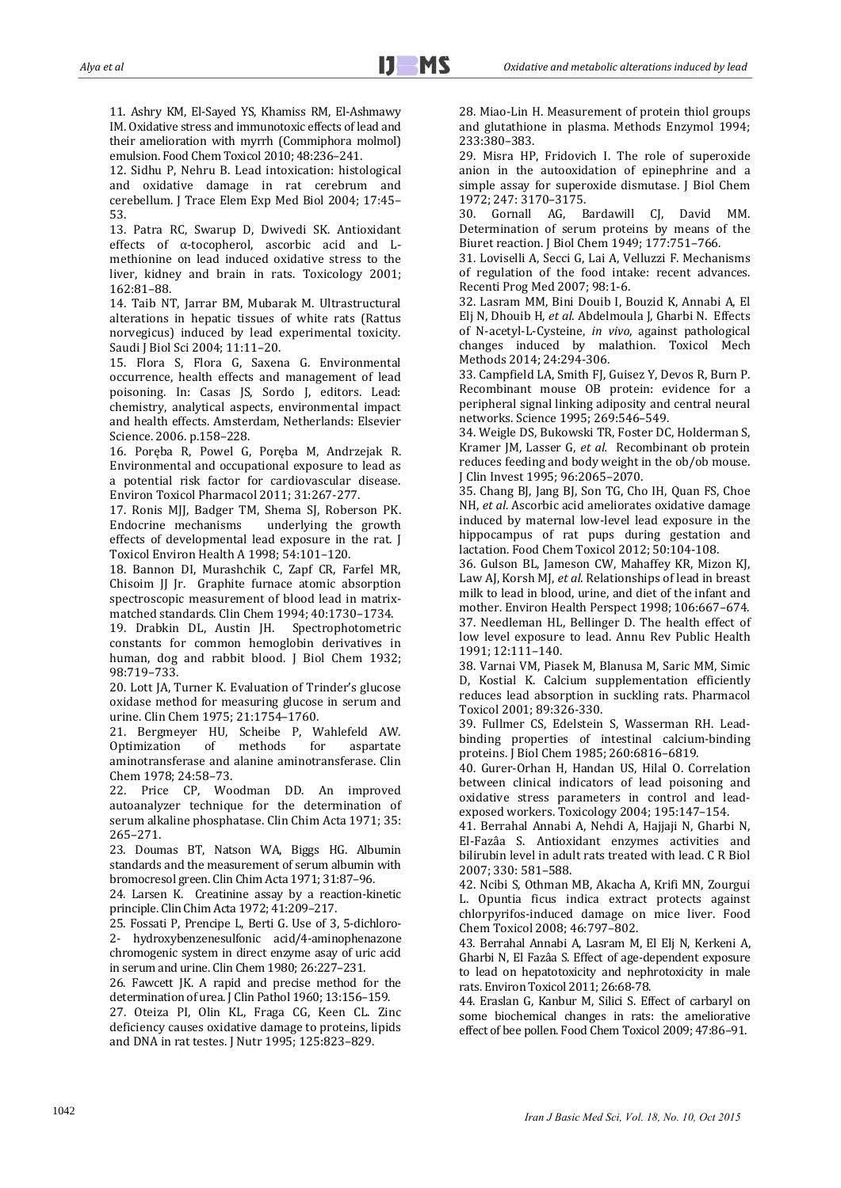11. Ashry KM, El-Sayed YS, Khamiss RM, El-Ashmawy IM. Oxidative stress and immunotoxic effects of lead and their amelioration with myrrh (Commiphora molmol) emulsion. Food Chem Toxicol 2010; 48:236–241.

12. Sidhu P, Nehru B. Lead intoxication: histological and oxidative damage in rat cerebrum and cerebellum. J Trace Elem Exp Med Biol 2004; 17:45–53.

13. Patra RC, Swarup D, Dwivedi SK. Antioxidant effects of α-tocopherol, ascorbic acid and L-methionine on lead induced oxidative stress to the liver, kidney and brain in rats. Toxicology 2001; 162:81–88.

14. Taib NT, Jarrar BM, Mubarak M. Ultrastructural alterations in hepatic tissues of white rats (Rattus norvegicus) induced by lead experimental toxicity. Saudi J Biol Sci 2004; 11:11–20.

15. Flora S, Flora G, Saxena G. Environmental occurrence, health effects and management of lead poisoning. In: Casas JS, Sordo J, editors. Lead: chemistry, analytical aspects, environmental impact and health effects. Amsterdam, Netherlands: Elsevier Science. 2006. p.158–228.

16. Poręba R, Powel G, Poręba M, Andrzejak R. Environmental and occupational exposure to lead as a potential risk factor for cardiovascular disease. Environ Toxicol Pharmacol 2011; 31:267-277.

17. Ronis MJJ, Badger TM, Shema SJ, Roberson PK. Endocrine mechanisms underlying the growth effects of developmental lead exposure in the rat. J Toxicol Environ Health A 1998; 54:101–120.

18. Bannon DI, Murashchik C, Zapf CR, Farfel MR, Chisoim JJ Jr. Graphite furnace atomic absorption spectroscopic measurement of blood lead in matrix-matched standards. Clin Chem 1994; 40:1730–1734.

19. Drabkin DL, Austin JH. Spectrophotometric constants for common hemoglobin derivatives in human, dog and rabbit blood. J Biol Chem 1932; 98:719–733.

20. Lott JA, Turner K. Evaluation of Trinder's glucose oxidase method for measuring glucose in serum and urine. Clin Chem 1975; 21:1754–1760.

21. Bergmeyer HU, Scheibe P, Wahlefeld AW. Optimization of methods for aspartate aminotransferase and alanine aminotransferase. Clin Chem 1978; 24:58–73.

22. Price CP, Woodman DD. An improved autoanalyzer technique for the determination of serum alkaline phosphatase. Clin Chim Acta 1971; 35: 265–271.

23. Doumas BT, Natson WA, Biggs HG. Albumin standards and the measurement of serum albumin with bromocresol green. Clin Chim Acta 1971; 31:87–96.

24. Larsen K. Creatinine assay by a reaction-kinetic principle. Clin Chim Acta 1972; 41:209–217.

25. Fossati P, Prencipe L, Berti G. Use of 3, 5-dichloro-2- hydroxybenzenesulfonic acid/4-aminophenazone chromogenic system in direct enzyme assay of uric acid in serum and urine. Clin Chem 1980; 26:227–231.

26. Fawcett JK. A rapid and precise method for the determination of urea. J Clin Pathol 1960; 13:156–159.

27. Oteiza PI, Olin KL, Fraga CG, Keen CL. Zinc deficiency causes oxidative damage to proteins, lipids and DNA in rat testes. J Nutr 1995; 125:823–829.

28. Miao-Lin H. Measurement of protein thiol groups and glutathione in plasma. Methods Enzymol 1994; 233:380–383.

29. Misra HP, Fridovich I. The role of superoxide anion in the autooxidation of epinephrine and a simple assay for superoxide dismutase. J Biol Chem 1972; 247: 3170–3175.

30. Gornall AG, Bardawill CJ, David MM. Determination of serum proteins by means of the Biuret reaction. J Biol Chem 1949; 177:751–766.

31. Loviselli A, Secci G, Lai A, Velluzzi F. Mechanisms of regulation of the food intake: recent advances. Recenti Prog Med 2007; 98:1-6.

32. Lasram MM, Bini Douib I, Bouzid K, Annabi A, El Elj N, Dhouib H, *et al*. Abdelmoula J, Gharbi N. Effects of N-acetyl-L-Cysteine, *in vivo*, against pathological changes induced by malathion. Toxicol Mech Methods 2014; 24:294-306.

33. Campfield LA, Smith FJ, Guisez Y, Devos R, Burn P. Recombinant mouse OB protein: evidence for a peripheral signal linking adiposity and central neural networks. Science 1995; 269:546–549.

34. Weigle DS, Bukowski TR, Foster DC, Holderman S, Kramer JM, Lasser G, *et al.* Recombinant ob protein reduces feeding and body weight in the ob/ob mouse. J Clin Invest 1995; 96:2065–2070.

35. Chang BJ, Jang BJ, Son TG, Cho IH, Quan FS, Choe NH, *et al*. Ascorbic acid ameliorates oxidative damage induced by maternal low-level lead exposure in the hippocampus of rat pups during gestation and lactation. Food Chem Toxicol 2012; 50:104-108.

36. Gulson BL, Jameson CW, Mahaffey KR, Mizon KJ, Law AJ, Korsh MJ, *et al*. Relationships of lead in breast milk to lead in blood, urine, and diet of the infant and mother. Environ Health Perspect 1998; 106:667–674.

37. Needleman HL, Bellinger D. The health effect of low level exposure to lead. Annu Rev Public Health 1991; 12:111–140.

38. Varnai VM, Piasek M, Blanusa M, Saric MM, Simic D, Kostial K. Calcium supplementation efficiently reduces lead absorption in suckling rats. Pharmacol Toxicol 2001; 89:326-330.

39. Fullmer CS, Edelstein S, Wasserman RH. Lead-binding properties of intestinal calcium-binding proteins. J Biol Chem 1985; 260:6816–6819.

40. Gurer-Orhan H, Handan US, Hilal O. Correlation between clinical indicators of lead poisoning and oxidative stress parameters in control and lead-exposed workers. Toxicology 2004; 195:147–154.

41. Berrahal Annabi A, Nehdi A, Hajjaji N, Gharbi N, El-Fazâa S. Antioxidant enzymes activities and bilirubin level in adult rats treated with lead. C R Biol 2007; 330: 581–588.

42. Ncibi S, Othman MB, Akacha A, Krifi MN, Zourgui L. Opuntia ficus indica extract protects against chlorpyrifos-induced damage on mice liver. Food Chem Toxicol 2008; 46:797–802.

43. Berrahal Annabi A, Lasram M, El Elj N, Kerkeni A, Gharbi N, El Fazâa S. Effect of age-dependent exposure to lead on hepatotoxicity and nephrotoxicity in male rats. Environ Toxicol 2011; 26:68-78.

44. Eraslan G, Kanbur M, Silici S. Effect of carbaryl on some biochemical changes in rats: the ameliorative effect of bee pollen. Food Chem Toxicol 2009; 47:86–91.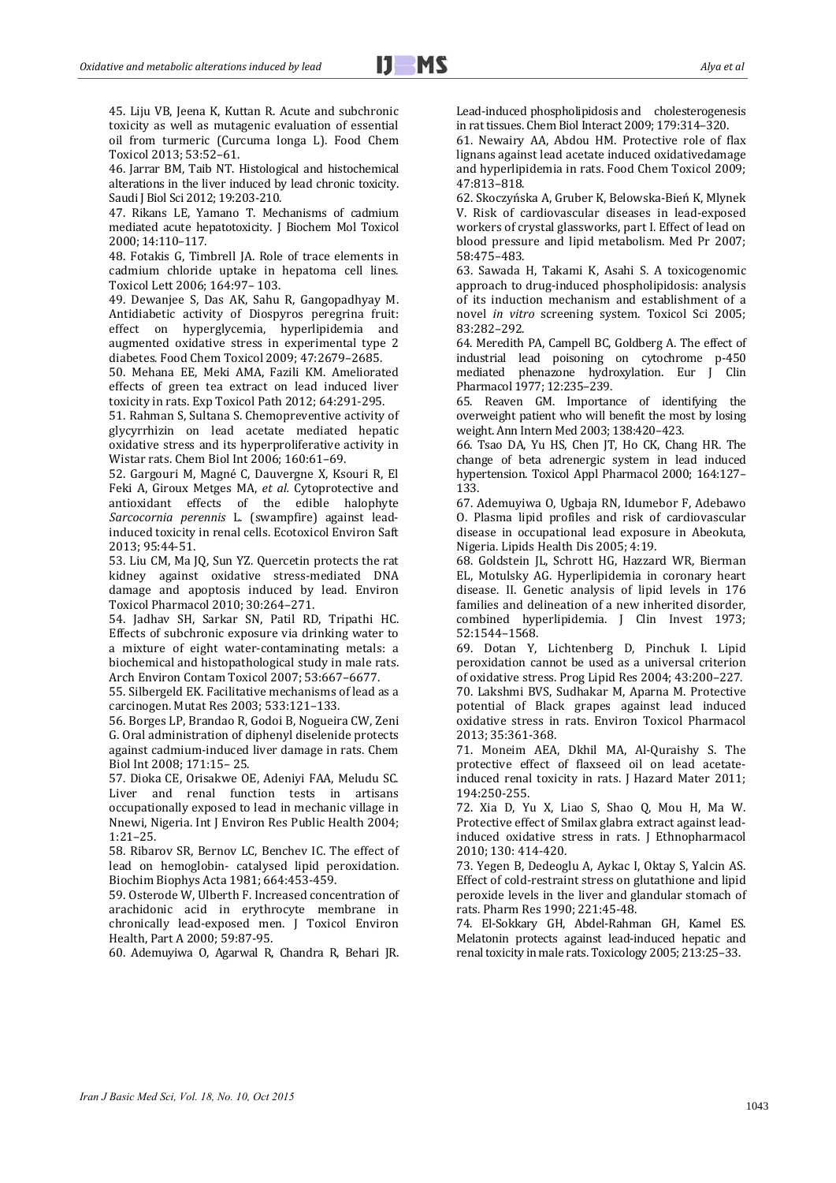45. Liju VB, Jeena K, Kuttan R. Acute and subchronic toxicity as well as mutagenic evaluation of essential oil from turmeric (Curcuma longa L). Food Chem Toxicol 2013; 53:52–61.

46. Jarrar BM, Taib NT. Histological and histochemical alterations in the liver induced by lead chronic toxicity. Saudi J Biol Sci 2012; 19:203-210.

47. Rikans LE, Yamano T. Mechanisms of cadmium mediated acute hepatotoxicity. J Biochem Mol Toxicol 2000; 14:110–117.

48. Fotakis G, Timbrell JA. Role of trace elements in cadmium chloride uptake in hepatoma cell lines. Toxicol Lett 2006; 164:97– 103.

49. Dewanjee S, Das AK, Sahu R, Gangopadhyay M. Antidiabetic activity of Diospyros peregrina fruit: effect on hyperglycemia, hyperlipidemia and augmented oxidative stress in experimental type 2 diabetes. Food Chem Toxicol 2009; 47:2679–2685.

50. Mehana EE, Meki AMA, Fazili KM. Ameliorated effects of green tea extract on lead induced liver toxicity in rats. Exp Toxicol Path 2012; 64:291-295.

51. Rahman S, Sultana S. Chemopreventive activity of glycyrrhizin on lead acetate mediated hepatic oxidative stress and its hyperproliferative activity in Wistar rats. Chem Biol Int 2006; 160:61–69.

52. Gargouri M, Magné C, Dauvergne X, Ksouri R, El Feki A, Giroux Metges MA, *et al.* Cytoprotective and antioxidant effects of the edible halophyte *Sarcocornia perennis* L. (swampfire) against lead-induced toxicity in renal cells. Ecotoxicol Environ Saft 2013; 95:44-51.

53. Liu CM, Ma JQ, Sun YZ. Quercetin protects the rat kidney against oxidative stress-mediated DNA damage and apoptosis induced by lead. Environ Toxicol Pharmacol 2010; 30:264–271.

54. Jadhav SH, Sarkar SN, Patil RD, Tripathi HC. Effects of subchronic exposure via drinking water to a mixture of eight water-contaminating metals: a biochemical and histopathological study in male rats. Arch Environ Contam Toxicol 2007; 53:667–6677.

55. Silbergeld EK. Facilitative mechanisms of lead as a carcinogen. Mutat Res 2003; 533:121–133.

56. Borges LP, Brandao R, Godoi B, Nogueira CW, Zeni G. Oral administration of diphenyl diselenide protects against cadmium-induced liver damage in rats. Chem Biol Int 2008; 171:15– 25.

57. Dioka CE, Orisakwe OE, Adeniyi FAA, Meludu SC. Liver and renal function tests in artisans occupationally exposed to lead in mechanic village in Nnewi, Nigeria. Int J Environ Res Public Health 2004; 1:21–25.

58. Ribarov SR, Bernov LC, Benchev IC. The effect of lead on hemoglobin- catalysed lipid peroxidation. Biochim Biophys Acta 1981; 664:453-459.

59. Osterode W, Ulberth F. Increased concentration of arachidonic acid in erythrocyte membrane in chronically lead-exposed men. J Toxicol Environ Health, Part A 2000; 59:87-95.

60. Ademuyiwa O, Agarwal R, Chandra R, Behari JR. Lead-induced phospholipidosis and cholesterogenesis in rat tissues. Chem Biol Interact 2009; 179:314–320.

61. Newairy AA, Abdou HM. Protective role of flax lignans against lead acetate induced oxidativedamage and hyperlipidemia in rats. Food Chem Toxicol 2009; 47:813–818.

62. Skoczyńska A, Gruber K, Belowska-Bień K, Mlynek V. Risk of cardiovascular diseases in lead-exposed workers of crystal glassworks, part I. Effect of lead on blood pressure and lipid metabolism. Med Pr 2007; 58:475–483.

63. Sawada H, Takami K, Asahi S. A toxicogenomic approach to drug-induced phospholipidosis: analysis of its induction mechanism and establishment of a novel *in vitro* screening system. Toxicol Sci 2005; 83:282–292.

64. Meredith PA, Campell BC, Goldberg A. The effect of industrial lead poisoning on cytochrome p-450 mediated phenazone hydroxylation. Eur J Clin Pharmacol 1977; 12:235–239.

65. Reaven GM. Importance of identifying the overweight patient who will benefit the most by losing weight. Ann Intern Med 2003; 138:420–423.

66. Tsao DA, Yu HS, Chen JT, Ho CK, Chang HR. The change of beta adrenergic system in lead induced hypertension. Toxicol Appl Pharmacol 2000; 164:127–133.

67. Ademuyiwa O, Ugbaja RN, Idumebor F, Adebawo O. Plasma lipid profiles and risk of cardiovascular disease in occupational lead exposure in Abeokuta, Nigeria. Lipids Health Dis 2005; 4:19.

68. Goldstein JL, Schrott HG, Hazzard WR, Bierman EL, Motulsky AG. Hyperlipidemia in coronary heart disease. II. Genetic analysis of lipid levels in 176 families and delineation of a new inherited disorder, combined hyperlipidemia. J Clin Invest 1973; 52:1544–1568.

69. Dotan Y, Lichtenberg D, Pinchuk I. Lipid peroxidation cannot be used as a universal criterion of oxidative stress. Prog Lipid Res 2004; 43:200–227.

70. Lakshmi BVS, Sudhakar M, Aparna M. Protective potential of Black grapes against lead induced oxidative stress in rats. Environ Toxicol Pharmacol 2013; 35:361-368.

71. Moneim AEA, Dkhil MA, Al-Quraishy S. The protective effect of flaxseed oil on lead acetate-induced renal toxicity in rats. J Hazard Mater 2011; 194:250-255.

72. Xia D, Yu X, Liao S, Shao Q, Mou H, Ma W. Protective effect of Smilax glabra extract against lead-induced oxidative stress in rats. J Ethnopharmacol 2010; 130: 414-420.

73. Yegen B, Dedeoglu A, Aykac I, Oktay S, Yalcin AS. Effect of cold-restraint stress on glutathione and lipid peroxide levels in the liver and glandular stomach of rats. Pharm Res 1990; 221:45-48.

74. El-Sokkary GH, Abdel-Rahman GH, Kamel ES. Melatonin protects against lead-induced hepatic and renal toxicity in male rats. Toxicology 2005; 213:25–33.